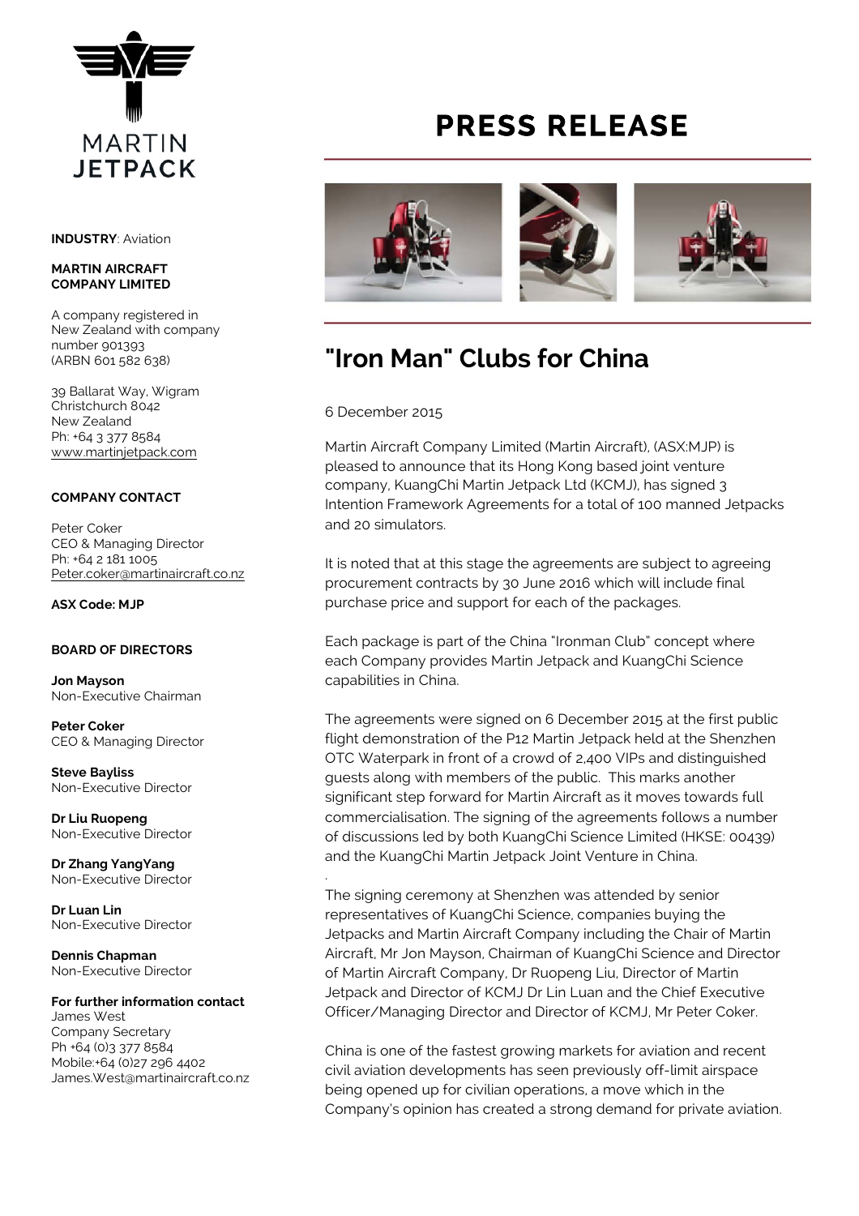MARTIN JETPACK

**INDUSTRY**: Aviation

**MARTIN AIRCRAFT COMPANY LIMITED**

A company registered in New Zealand with company number 901393 (ARBN 601 582 638)

39 Ballarat Way, Wigram
Christchurch 8042
New Zealand
Ph: +64 3 377 8584
www.martinjetpack.com

**COMPANY CONTACT**

Peter Coker
CEO & Managing Director
Ph: +64 2 181 1005
Peter.coker@martinaircraft.co.nz

**ASX Code: MJP**

**BOARD OF DIRECTORS**

**Jon Mayson**
Non-Executive Chairman

**Peter Coker**
CEO & Managing Director

**Steve Bayliss**
Non-Executive Director

**Dr Liu Ruopeng**
Non-Executive Director

**Dr Zhang YangYang**
Non-Executive Director

**Dr Luan Lin**
Non-Executive Director

**Dennis Chapman**
Non-Executive Director

**For further information contact**
James West
Company Secretary
Ph +64 (0)3 377 8584
Mobile:+64 (0)27 296 4402
James.West@martinaircraft.co.nz

# PRESS RELEASE

## "Iron Man" Clubs for China

6 December 2015

Martin Aircraft Company Limited (Martin Aircraft), (ASX:MJP) is pleased to announce that its Hong Kong based joint venture company, KuangChi Martin Jetpack Ltd (KCMJ), has signed 3 Intention Framework Agreements for a total of 100 manned Jetpacks and 20 simulators.

It is noted that at this stage the agreements are subject to agreeing procurement contracts by 30 June 2016 which will include final purchase price and support for each of the packages.

Each package is part of the China "Ironman Club" concept where each Company provides Martin Jetpack and KuangChi Science capabilities in China.

The agreements were signed on 6 December 2015 at the first public flight demonstration of the P12 Martin Jetpack held at the Shenzhen OTC Waterpark in front of a crowd of 2,400 VIPs and distinguished guests along with members of the public. This marks another significant step forward for Martin Aircraft as it moves towards full commercialisation. The signing of the agreements follows a number of discussions led by both KuangChi Science Limited (HKSE: 00439) and the KuangChi Martin Jetpack Joint Venture in China.

The signing ceremony at Shenzhen was attended by senior representatives of KuangChi Science, companies buying the Jetpacks and Martin Aircraft Company including the Chair of Martin Aircraft, Mr Jon Mayson, Chairman of KuangChi Science and Director of Martin Aircraft Company, Dr Ruopeng Liu, Director of Martin Jetpack and Director of KCMJ Dr Lin Luan and the Chief Executive Officer/Managing Director and Director of KCMJ, Mr Peter Coker.

China is one of the fastest growing markets for aviation and recent civil aviation developments has seen previously off-limit airspace being opened up for civilian operations, a move which in the Company's opinion has created a strong demand for private aviation.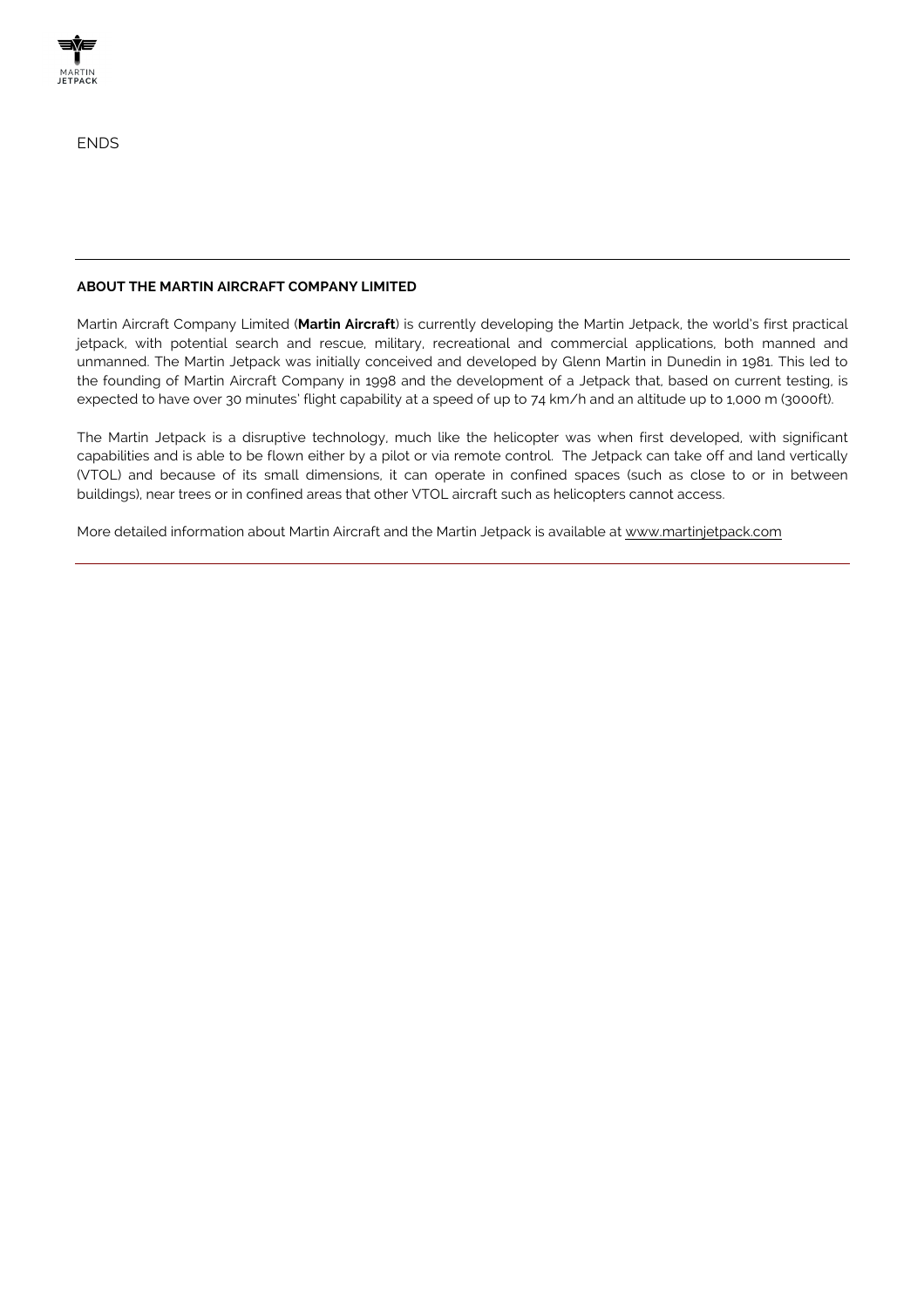ENDS

---

**ABOUT THE MARTIN AIRCRAFT COMPANY LIMITED**

Martin Aircraft Company Limited (**Martin Aircraft**) is currently developing the Martin Jetpack, the world's first practical jetpack, with potential search and rescue, military, recreational and commercial applications, both manned and unmanned. The Martin Jetpack was initially conceived and developed by Glenn Martin in Dunedin in 1981. This led to the founding of Martin Aircraft Company in 1998 and the development of a Jetpack that, based on current testing, is expected to have over 30 minutes' flight capability at a speed of up to 74 km/h and an altitude up to 1,000 m (3000ft).

The Martin Jetpack is a disruptive technology, much like the helicopter was when first developed, with significant capabilities and is able to be flown either by a pilot or via remote control. The Jetpack can take off and land vertically (VTOL) and because of its small dimensions, it can operate in confined spaces (such as close to or in between buildings), near trees or in confined areas that other VTOL aircraft such as helicopters cannot access.

More detailed information about Martin Aircraft and the Martin Jetpack is available at www.martinjetpack.com

---